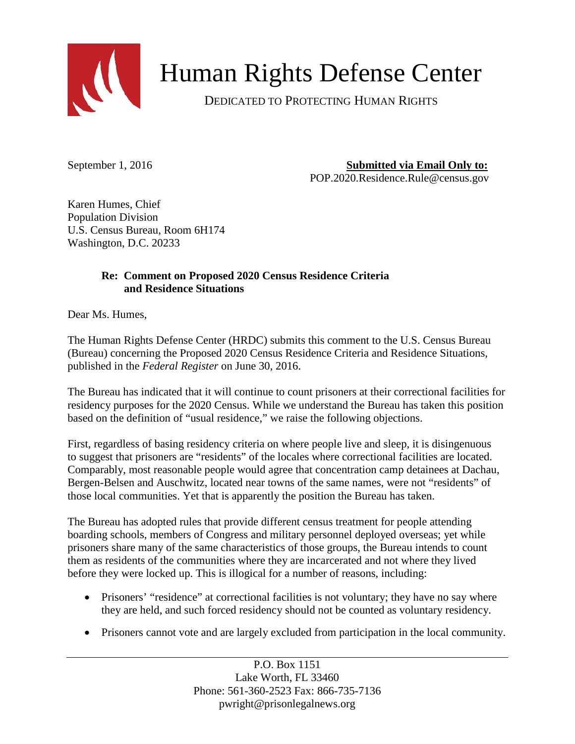# Human Rights Defense Center

DEDICATED TO PROTECTING HUMAN RIGHTS

September 1, 2016

**Submitted via Email Only to:**
POP.2020.Residence.Rule@census.gov

Karen Humes, Chief
Population Division
U.S. Census Bureau, Room 6H174
Washington, D.C. 20233

**Re: Comment on Proposed 2020 Census Residence Criteria and Residence Situations**

Dear Ms. Humes,

The Human Rights Defense Center (HRDC) submits this comment to the U.S. Census Bureau (Bureau) concerning the Proposed 2020 Census Residence Criteria and Residence Situations, published in the *Federal Register* on June 30, 2016.

The Bureau has indicated that it will continue to count prisoners at their correctional facilities for residency purposes for the 2020 Census. While we understand the Bureau has taken this position based on the definition of "usual residence," we raise the following objections.

First, regardless of basing residency criteria on where people live and sleep, it is disingenuous to suggest that prisoners are "residents" of the locales where correctional facilities are located. Comparably, most reasonable people would agree that concentration camp detainees at Dachau, Bergen-Belsen and Auschwitz, located near towns of the same names, were not "residents" of those local communities. Yet that is apparently the position the Bureau has taken.

The Bureau has adopted rules that provide different census treatment for people attending boarding schools, members of Congress and military personnel deployed overseas; yet while prisoners share many of the same characteristics of those groups, the Bureau intends to count them as residents of the communities where they are incarcerated and not where they lived before they were locked up. This is illogical for a number of reasons, including:

- Prisoners' "residence" at correctional facilities is not voluntary; they have no say where they are held, and such forced residency should not be counted as voluntary residency.
- Prisoners cannot vote and are largely excluded from participation in the local community.

P.O. Box 1151
Lake Worth, FL 33460
Phone: 561-360-2523 Fax: 866-735-7136
pwright@prisonlegalnews.org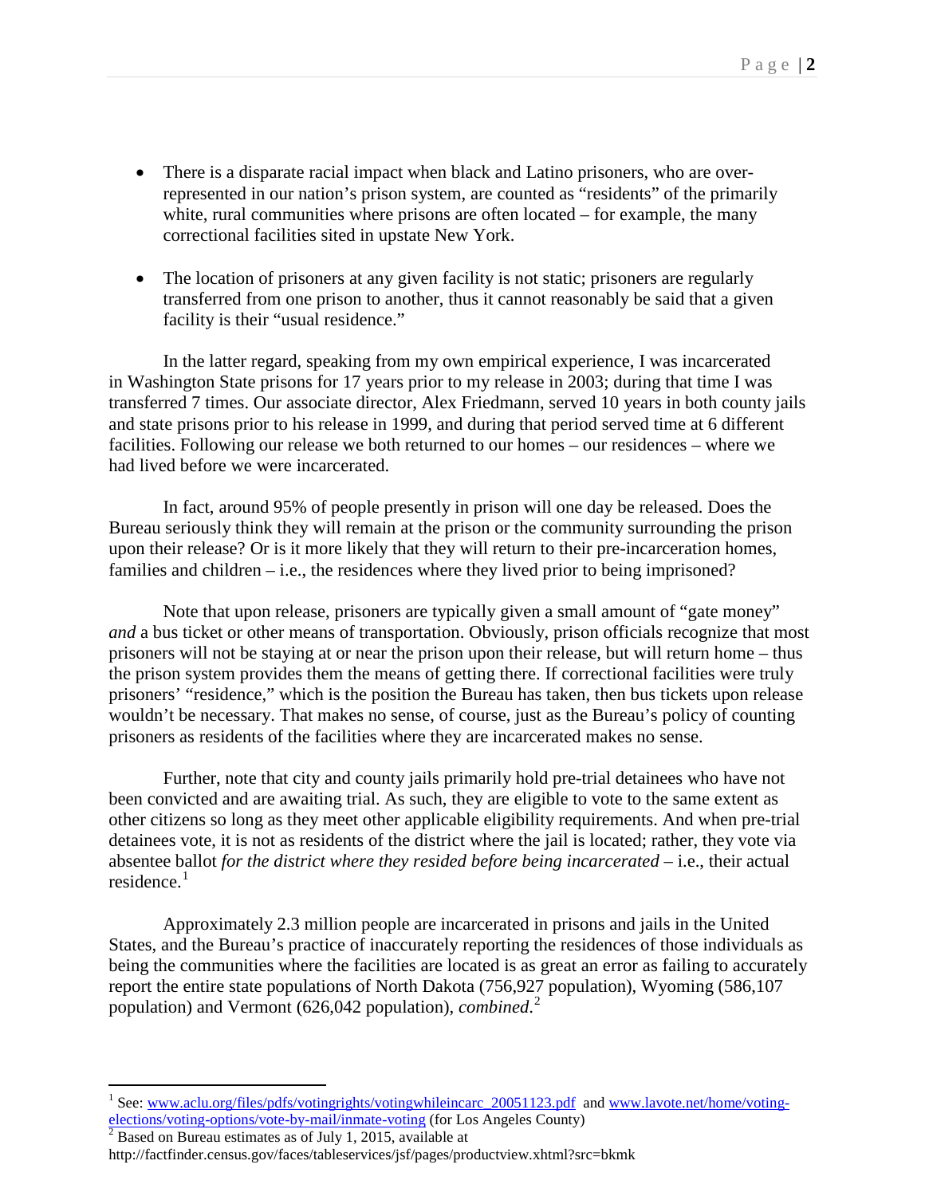- There is a disparate racial impact when black and Latino prisoners, who are over-represented in our nation's prison system, are counted as "residents" of the primarily white, rural communities where prisons are often located – for example, the many correctional facilities sited in upstate New York.

- The location of prisoners at any given facility is not static; prisoners are regularly transferred from one prison to another, thus it cannot reasonably be said that a given facility is their "usual residence."

In the latter regard, speaking from my own empirical experience, I was incarcerated in Washington State prisons for 17 years prior to my release in 2003; during that time I was transferred 7 times. Our associate director, Alex Friedmann, served 10 years in both county jails and state prisons prior to his release in 1999, and during that period served time at 6 different facilities. Following our release we both returned to our homes – our residences – where we had lived before we were incarcerated.

In fact, around 95% of people presently in prison will one day be released. Does the Bureau seriously think they will remain at the prison or the community surrounding the prison upon their release? Or is it more likely that they will return to their pre-incarceration homes, families and children – i.e., the residences where they lived prior to being imprisoned?

Note that upon release, prisoners are typically given a small amount of "gate money" *and* a bus ticket or other means of transportation. Obviously, prison officials recognize that most prisoners will not be staying at or near the prison upon their release, but will return home – thus the prison system provides them the means of getting there. If correctional facilities were truly prisoners' "residence," which is the position the Bureau has taken, then bus tickets upon release wouldn't be necessary. That makes no sense, of course, just as the Bureau's policy of counting prisoners as residents of the facilities where they are incarcerated makes no sense.

Further, note that city and county jails primarily hold pre-trial detainees who have not been convicted and are awaiting trial. As such, they are eligible to vote to the same extent as other citizens so long as they meet other applicable eligibility requirements. And when pre-trial detainees vote, it is not as residents of the district where the jail is located; rather, they vote via absentee ballot *for the district where they resided before being incarcerated* – i.e., their actual residence.[1]

Approximately 2.3 million people are incarcerated in prisons and jails in the United States, and the Bureau's practice of inaccurately reporting the residences of those individuals as being the communities where the facilities are located is as great an error as failing to accurately report the entire state populations of North Dakota (756,927 population), Wyoming (586,107 population) and Vermont (626,042 population), *combined*.[2]

---

[1] See: www.aclu.org/files/pdfs/votingrights/votingwhileincarc_20051123.pdf and www.lavote.net/home/voting-elections/voting-options/vote-by-mail/inmate-voting (for Los Angeles County)

[2] Based on Bureau estimates as of July 1, 2015, available at http://factfinder.census.gov/faces/tableservices/jsf/pages/productview.xhtml?src=bkmk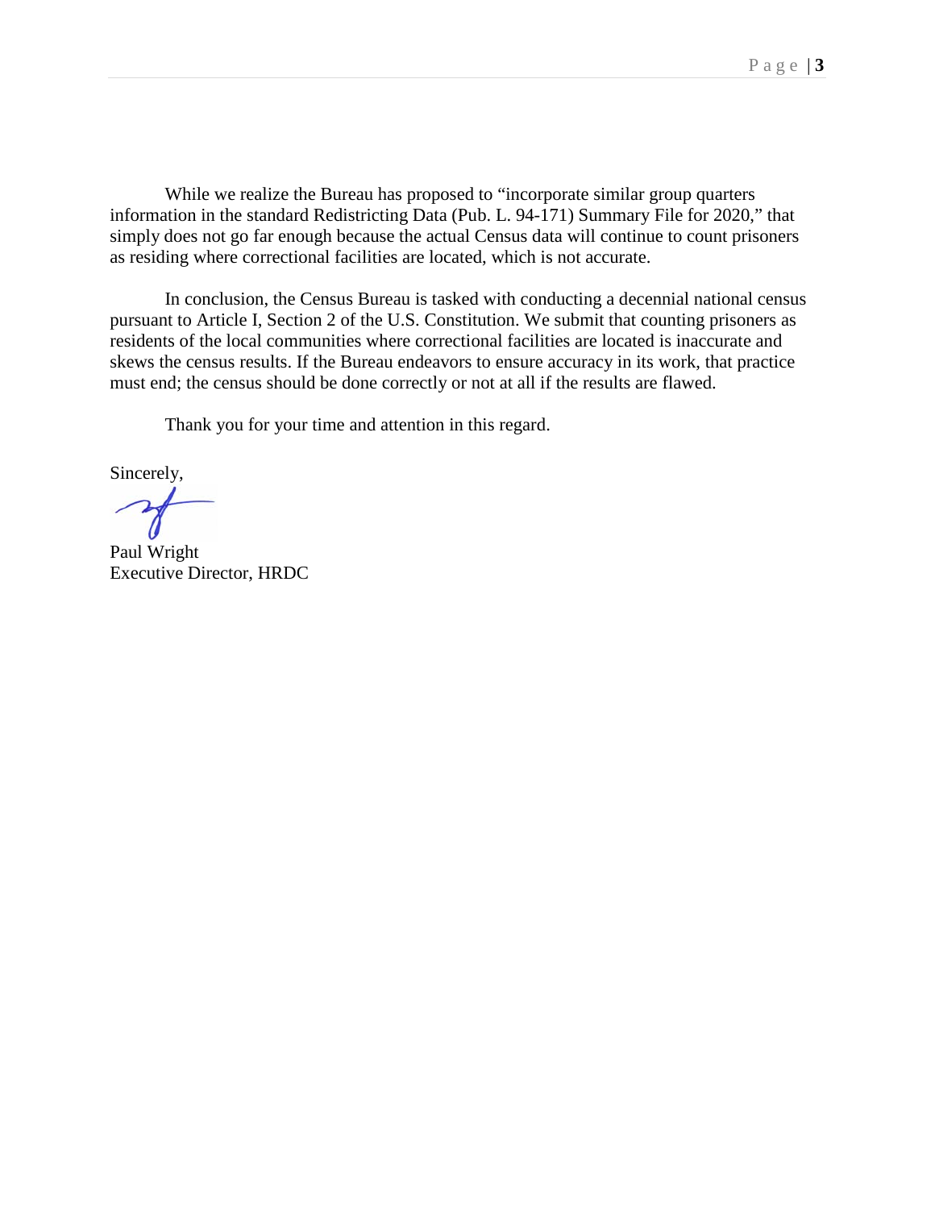While we realize the Bureau has proposed to "incorporate similar group quarters information in the standard Redistricting Data (Pub. L. 94-171) Summary File for 2020," that simply does not go far enough because the actual Census data will continue to count prisoners as residing where correctional facilities are located, which is not accurate.

In conclusion, the Census Bureau is tasked with conducting a decennial national census pursuant to Article I, Section 2 of the U.S. Constitution. We submit that counting prisoners as residents of the local communities where correctional facilities are located is inaccurate and skews the census results. If the Bureau endeavors to ensure accuracy in its work, that practice must end; the census should be done correctly or not at all if the results are flawed.

Thank you for your time and attention in this regard.

Sincerely,

Paul Wright
Executive Director, HRDC